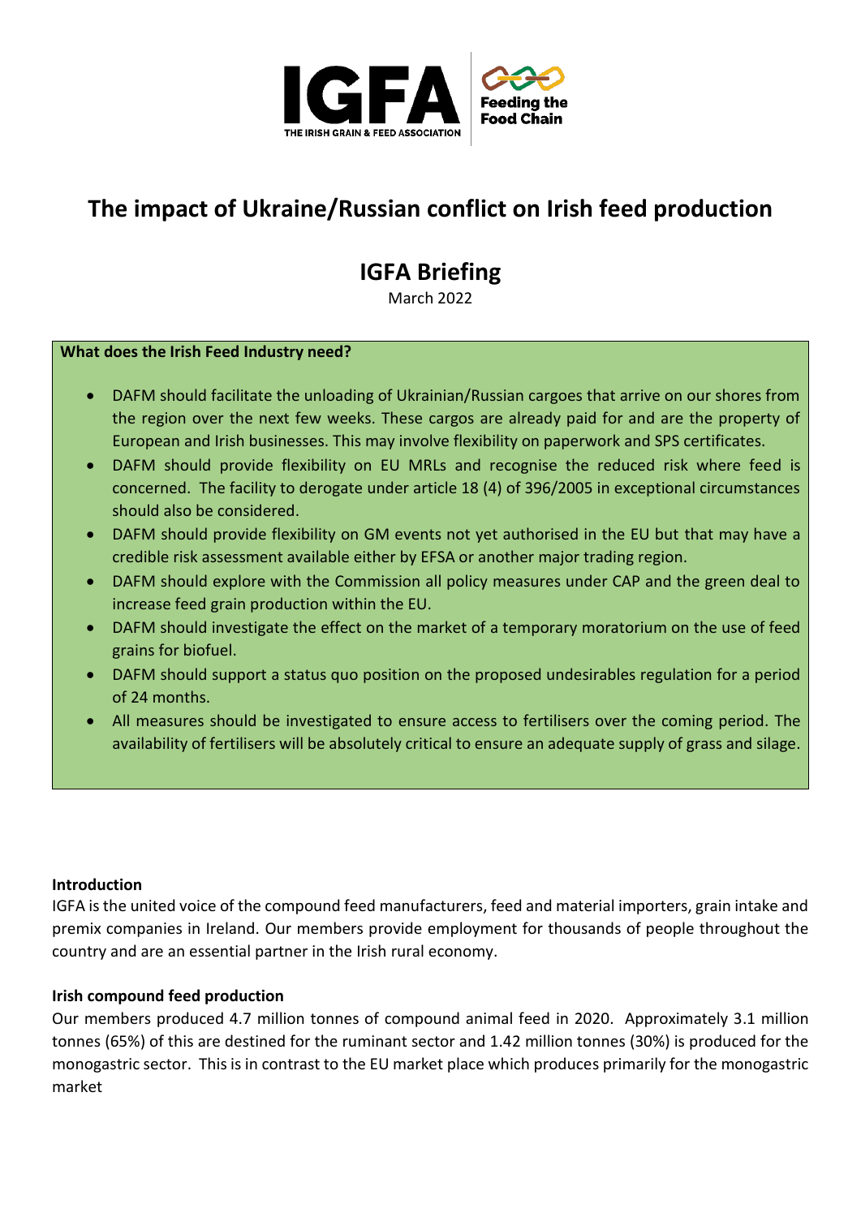# The impact of Ukraine/Russian conflict on Irish feed production

## IGFA Briefing

March 2022

**What does the Irish Feed Industry need?**

- DAFM should facilitate the unloading of Ukrainian/Russian cargoes that arrive on our shores from the region over the next few weeks. These cargos are already paid for and are the property of European and Irish businesses. This may involve flexibility on paperwork and SPS certificates.
- DAFM should provide flexibility on EU MRLs and recognise the reduced risk where feed is concerned. The facility to derogate under article 18 (4) of 396/2005 in exceptional circumstances should also be considered.
- DAFM should provide flexibility on GM events not yet authorised in the EU but that may have a credible risk assessment available either by EFSA or another major trading region.
- DAFM should explore with the Commission all policy measures under CAP and the green deal to increase feed grain production within the EU.
- DAFM should investigate the effect on the market of a temporary moratorium on the use of feed grains for biofuel.
- DAFM should support a status quo position on the proposed undesirables regulation for a period of 24 months.
- All measures should be investigated to ensure access to fertilisers over the coming period. The availability of fertilisers will be absolutely critical to ensure an adequate supply of grass and silage.

**Introduction**

IGFA is the united voice of the compound feed manufacturers, feed and material importers, grain intake and premix companies in Ireland. Our members provide employment for thousands of people throughout the country and are an essential partner in the Irish rural economy.

**Irish compound feed production**

Our members produced 4.7 million tonnes of compound animal feed in 2020. Approximately 3.1 million tonnes (65%) of this are destined for the ruminant sector and 1.42 million tonnes (30%) is produced for the monogastric sector. This is in contrast to the EU market place which produces primarily for the monogastric market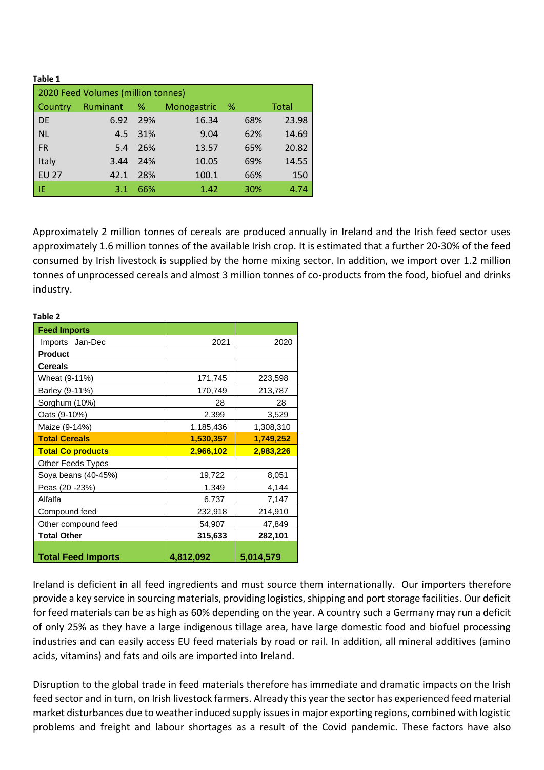**Table 1**

| 2020 Feed Volumes (million tonnes) | | | | | |
|---|---|---|---|---|---|
| Country | Ruminant | % | Monogastric | % | Total |
| DE | 6.92 | 29% | 16.34 | 68% | 23.98 |
| NL | 4.5 | 31% | 9.04 | 62% | 14.69 |
| FR | 5.4 | 26% | 13.57 | 65% | 20.82 |
| Italy | 3.44 | 24% | 10.05 | 69% | 14.55 |
| EU 27 | 42.1 | 28% | 100.1 | 66% | 150 |
| IE | 3.1 | 66% | 1.42 | 30% | 4.74 |

Approximately 2 million tonnes of cereals are produced annually in Ireland and the Irish feed sector uses approximately 1.6 million tonnes of the available Irish crop. It is estimated that a further 20-30% of the feed consumed by Irish livestock is supplied by the home mixing sector. In addition, we import over 1.2 million tonnes of unprocessed cereals and almost 3 million tonnes of co-products from the food, biofuel and drinks industry.

**Table 2**

| **Feed Imports** | | |
|---|---|---|
| Imports Jan-Dec | 2021 | 2020 |
| **Product** | | |
| **Cereals** | | |
| Wheat (9-11%) | 171,745 | 223,598 |
| Barley (9-11%) | 170,749 | 213,787 |
| Sorghum (10%) | 28 | 28 |
| Oats (9-10%) | 2,399 | 3,529 |
| Maize (9-14%) | 1,185,436 | 1,308,310 |
| **Total Cereals** | **1,530,357** | **1,749,252** |
| **Total Co products** | **2,966,102** | **2,983,226** |
| Other Feeds Types | | |
| Soya beans (40-45%) | 19,722 | 8,051 |
| Peas (20 -23%) | 1,349 | 4,144 |
| Alfalfa | 6,737 | 7,147 |
| Compound feed | 232,918 | 214,910 |
| Other compound feed | 54,907 | 47,849 |
| **Total Other** | **315,633** | **282,101** |
| **Total Feed Imports** | **4,812,092** | **5,014,579** |

Ireland is deficient in all feed ingredients and must source them internationally. Our importers therefore provide a key service in sourcing materials, providing logistics, shipping and port storage facilities. Our deficit for feed materials can be as high as 60% depending on the year. A country such a Germany may run a deficit of only 25% as they have a large indigenous tillage area, have large domestic food and biofuel processing industries and can easily access EU feed materials by road or rail. In addition, all mineral additives (amino acids, vitamins) and fats and oils are imported into Ireland.

Disruption to the global trade in feed materials therefore has immediate and dramatic impacts on the Irish feed sector and in turn, on Irish livestock farmers. Already this year the sector has experienced feed material market disturbances due to weather induced supply issues in major exporting regions, combined with logistic problems and freight and labour shortages as a result of the Covid pandemic. These factors have also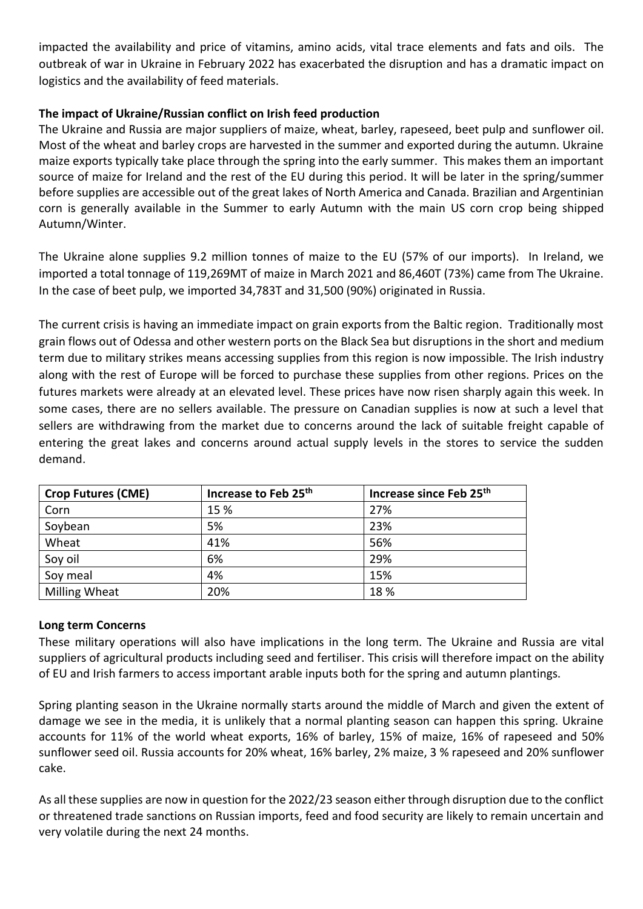impacted the availability and price of vitamins, amino acids, vital trace elements and fats and oils. The outbreak of war in Ukraine in February 2022 has exacerbated the disruption and has a dramatic impact on logistics and the availability of feed materials.

**The impact of Ukraine/Russian conflict on Irish feed production**

The Ukraine and Russia are major suppliers of maize, wheat, barley, rapeseed, beet pulp and sunflower oil. Most of the wheat and barley crops are harvested in the summer and exported during the autumn. Ukraine maize exports typically take place through the spring into the early summer. This makes them an important source of maize for Ireland and the rest of the EU during this period. It will be later in the spring/summer before supplies are accessible out of the great lakes of North America and Canada. Brazilian and Argentinian corn is generally available in the Summer to early Autumn with the main US corn crop being shipped Autumn/Winter.

The Ukraine alone supplies 9.2 million tonnes of maize to the EU (57% of our imports). In Ireland, we imported a total tonnage of 119,269MT of maize in March 2021 and 86,460T (73%) came from The Ukraine. In the case of beet pulp, we imported 34,783T and 31,500 (90%) originated in Russia.

The current crisis is having an immediate impact on grain exports from the Baltic region. Traditionally most grain flows out of Odessa and other western ports on the Black Sea but disruptions in the short and medium term due to military strikes means accessing supplies from this region is now impossible. The Irish industry along with the rest of Europe will be forced to purchase these supplies from other regions. Prices on the futures markets were already at an elevated level. These prices have now risen sharply again this week. In some cases, there are no sellers available. The pressure on Canadian supplies is now at such a level that sellers are withdrawing from the market due to concerns around the lack of suitable freight capable of entering the great lakes and concerns around actual supply levels in the stores to service the sudden demand.

| Crop Futures (CME) | Increase to Feb 25th | Increase since Feb 25th |
|---|---|---|
| Corn | 15 % | 27% |
| Soybean | 5% | 23% |
| Wheat | 41% | 56% |
| Soy oil | 6% | 29% |
| Soy meal | 4% | 15% |
| Milling Wheat | 20% | 18 % |

**Long term Concerns**

These military operations will also have implications in the long term. The Ukraine and Russia are vital suppliers of agricultural products including seed and fertiliser. This crisis will therefore impact on the ability of EU and Irish farmers to access important arable inputs both for the spring and autumn plantings.

Spring planting season in the Ukraine normally starts around the middle of March and given the extent of damage we see in the media, it is unlikely that a normal planting season can happen this spring. Ukraine accounts for 11% of the world wheat exports, 16% of barley, 15% of maize, 16% of rapeseed and 50% sunflower seed oil. Russia accounts for 20% wheat, 16% barley, 2% maize, 3 % rapeseed and 20% sunflower cake.

As all these supplies are now in question for the 2022/23 season either through disruption due to the conflict or threatened trade sanctions on Russian imports, feed and food security are likely to remain uncertain and very volatile during the next 24 months.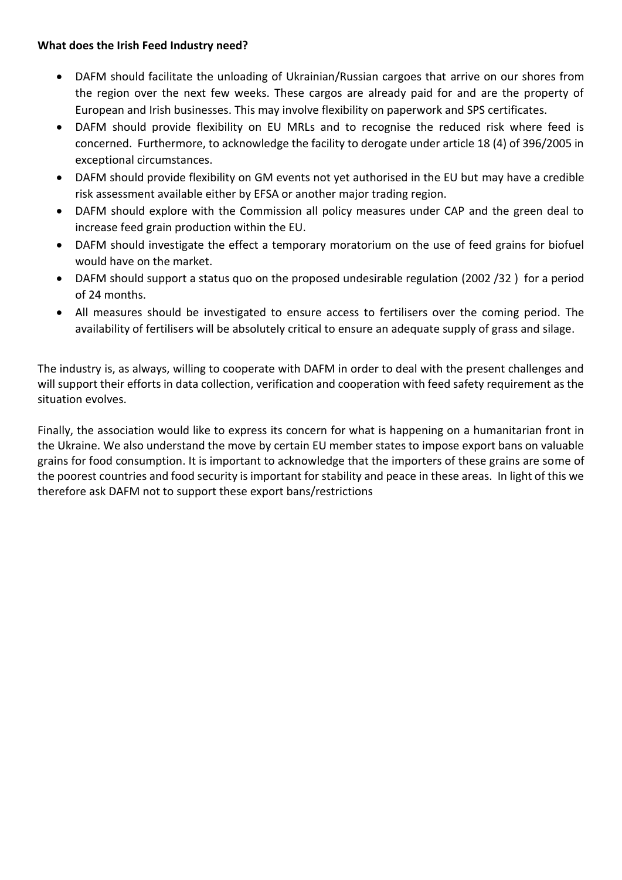**What does the Irish Feed Industry need?**

- DAFM should facilitate the unloading of Ukrainian/Russian cargoes that arrive on our shores from the region over the next few weeks. These cargos are already paid for and are the property of European and Irish businesses. This may involve flexibility on paperwork and SPS certificates.
- DAFM should provide flexibility on EU MRLs and to recognise the reduced risk where feed is concerned. Furthermore, to acknowledge the facility to derogate under article 18 (4) of 396/2005 in exceptional circumstances.
- DAFM should provide flexibility on GM events not yet authorised in the EU but may have a credible risk assessment available either by EFSA or another major trading region.
- DAFM should explore with the Commission all policy measures under CAP and the green deal to increase feed grain production within the EU.
- DAFM should investigate the effect a temporary moratorium on the use of feed grains for biofuel would have on the market.
- DAFM should support a status quo on the proposed undesirable regulation (2002 /32 ) for a period of 24 months.
- All measures should be investigated to ensure access to fertilisers over the coming period. The availability of fertilisers will be absolutely critical to ensure an adequate supply of grass and silage.

The industry is, as always, willing to cooperate with DAFM in order to deal with the present challenges and will support their efforts in data collection, verification and cooperation with feed safety requirement as the situation evolves.

Finally, the association would like to express its concern for what is happening on a humanitarian front in the Ukraine. We also understand the move by certain EU member states to impose export bans on valuable grains for food consumption. It is important to acknowledge that the importers of these grains are some of the poorest countries and food security is important for stability and peace in these areas. In light of this we therefore ask DAFM not to support these export bans/restrictions